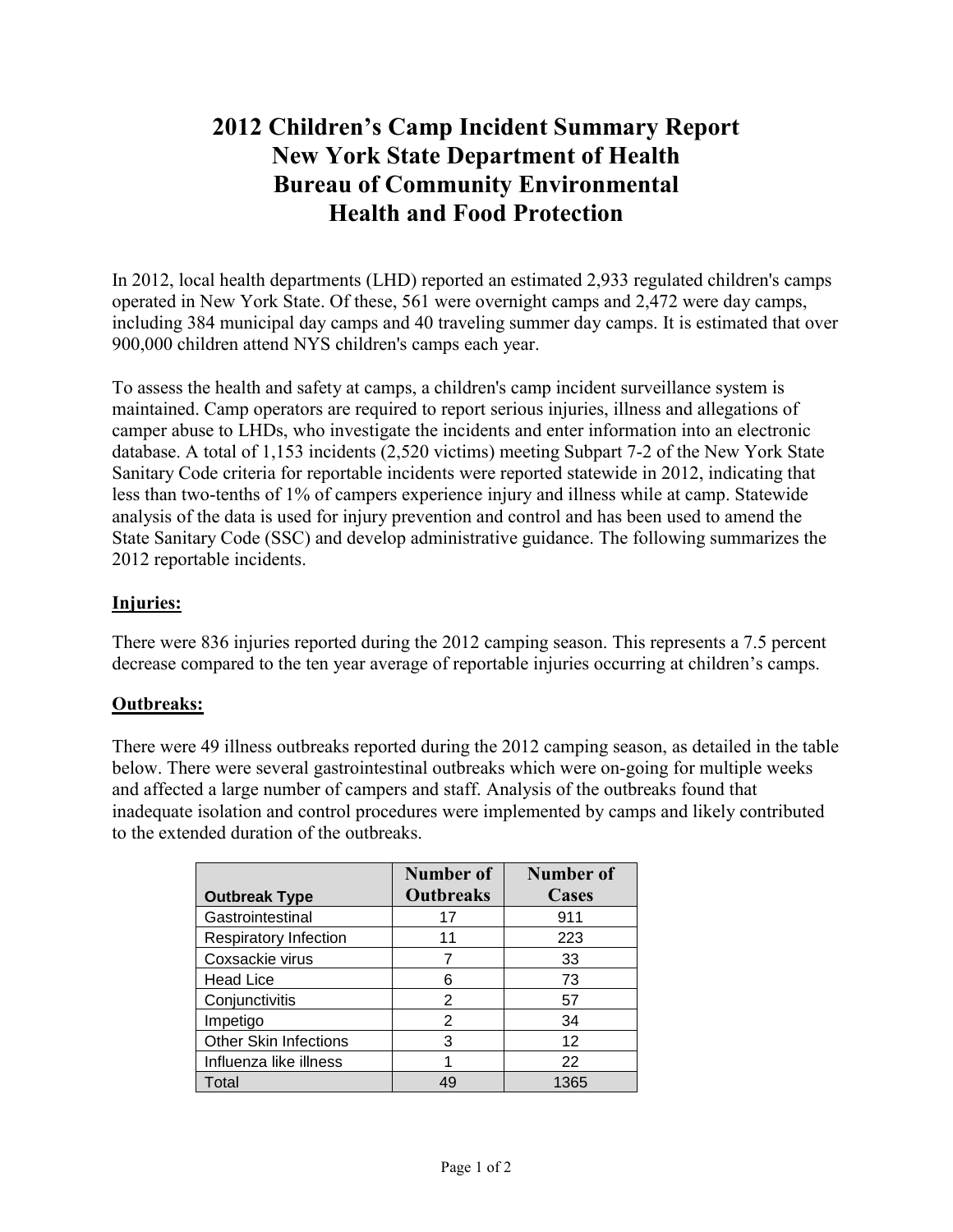# 2012 Children's Camp Incident Summary Report
# New York State Department of Health
# Bureau of Community Environmental
# Health and Food Protection

In 2012, local health departments (LHD) reported an estimated 2,933 regulated children's camps operated in New York State. Of these, 561 were overnight camps and 2,472 were day camps, including 384 municipal day camps and 40 traveling summer day camps. It is estimated that over 900,000 children attend NYS children's camps each year.

To assess the health and safety at camps, a children's camp incident surveillance system is maintained. Camp operators are required to report serious injuries, illness and allegations of camper abuse to LHDs, who investigate the incidents and enter information into an electronic database. A total of 1,153 incidents (2,520 victims) meeting Subpart 7-2 of the New York State Sanitary Code criteria for reportable incidents were reported statewide in 2012, indicating that less than two-tenths of 1% of campers experience injury and illness while at camp. Statewide analysis of the data is used for injury prevention and control and has been used to amend the State Sanitary Code (SSC) and develop administrative guidance. The following summarizes the 2012 reportable incidents.

**Injuries:**

There were 836 injuries reported during the 2012 camping season. This represents a 7.5 percent decrease compared to the ten year average of reportable injuries occurring at children's camps.

**Outbreaks:**

There were 49 illness outbreaks reported during the 2012 camping season, as detailed in the table below. There were several gastrointestinal outbreaks which were on-going for multiple weeks and affected a large number of campers and staff. Analysis of the outbreaks found that inadequate isolation and control procedures were implemented by camps and likely contributed to the extended duration of the outbreaks.

| Outbreak Type | Number of Outbreaks | Number of Cases |
|---|---|---|
| Gastrointestinal | 17 | 911 |
| Respiratory Infection | 11 | 223 |
| Coxsackie virus | 7 | 33 |
| Head Lice | 6 | 73 |
| Conjunctivitis | 2 | 57 |
| Impetigo | 2 | 34 |
| Other Skin Infections | 3 | 12 |
| Influenza like illness | 1 | 22 |
| Total | 49 | 1365 |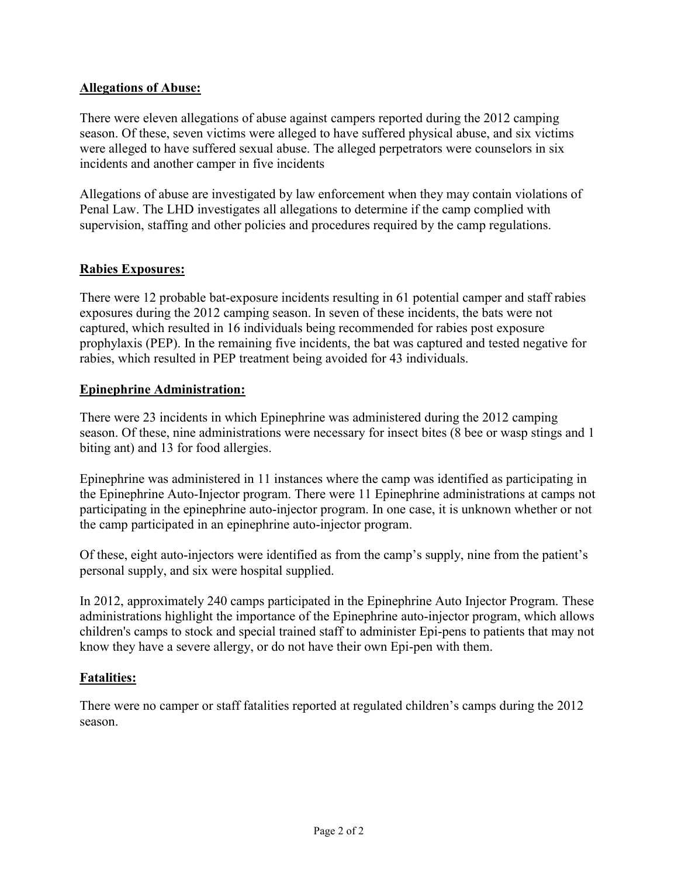**Allegations of Abuse:**

There were eleven allegations of abuse against campers reported during the 2012 camping season. Of these, seven victims were alleged to have suffered physical abuse, and six victims were alleged to have suffered sexual abuse. The alleged perpetrators were counselors in six incidents and another camper in five incidents

Allegations of abuse are investigated by law enforcement when they may contain violations of Penal Law. The LHD investigates all allegations to determine if the camp complied with supervision, staffing and other policies and procedures required by the camp regulations.

**Rabies Exposures:**

There were 12 probable bat-exposure incidents resulting in 61 potential camper and staff rabies exposures during the 2012 camping season. In seven of these incidents, the bats were not captured, which resulted in 16 individuals being recommended for rabies post exposure prophylaxis (PEP). In the remaining five incidents, the bat was captured and tested negative for rabies, which resulted in PEP treatment being avoided for 43 individuals.

**Epinephrine Administration:**

There were 23 incidents in which Epinephrine was administered during the 2012 camping season. Of these, nine administrations were necessary for insect bites (8 bee or wasp stings and 1 biting ant) and 13 for food allergies.

Epinephrine was administered in 11 instances where the camp was identified as participating in the Epinephrine Auto-Injector program. There were 11 Epinephrine administrations at camps not participating in the epinephrine auto-injector program. In one case, it is unknown whether or not the camp participated in an epinephrine auto-injector program.

Of these, eight auto-injectors were identified as from the camp's supply, nine from the patient's personal supply, and six were hospital supplied.

In 2012, approximately 240 camps participated in the Epinephrine Auto Injector Program. These administrations highlight the importance of the Epinephrine auto-injector program, which allows children's camps to stock and special trained staff to administer Epi-pens to patients that may not know they have a severe allergy, or do not have their own Epi-pen with them.

**Fatalities:**

There were no camper or staff fatalities reported at regulated children's camps during the 2012 season.